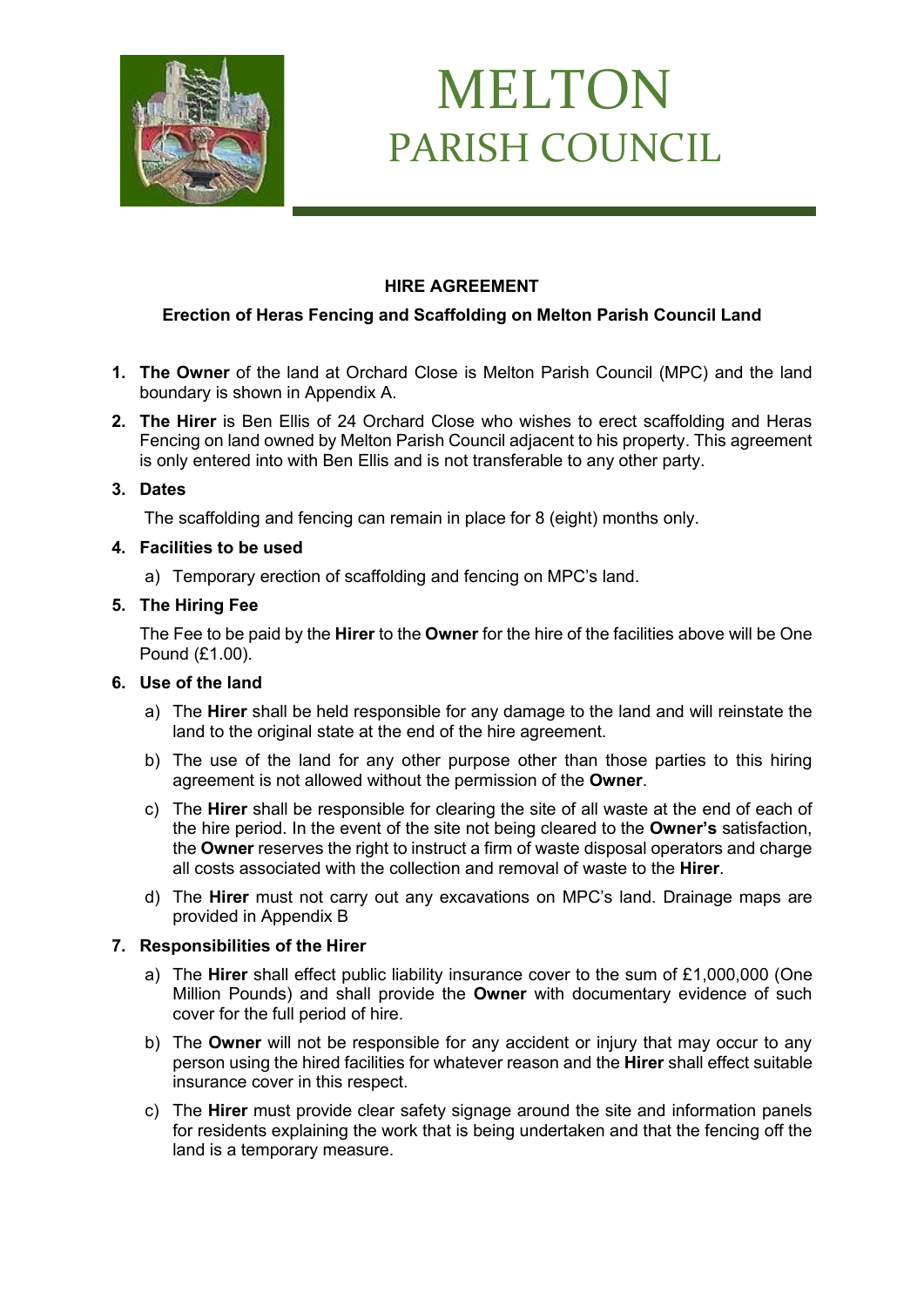# MELTON
## PARISH COUNCIL

**HIRE AGREEMENT**

**Erection of Heras Fencing and Scaffolding on Melton Parish Council Land**

1. **The Owner** of the land at Orchard Close is Melton Parish Council (MPC) and the land boundary is shown in Appendix A.
2. **The Hirer** is Ben Ellis of 24 Orchard Close who wishes to erect scaffolding and Heras Fencing on land owned by Melton Parish Council adjacent to his property. This agreement is only entered into with Ben Ellis and is not transferable to any other party.
3. **Dates**

   The scaffolding and fencing can remain in place for 8 (eight) months only.
4. **Facilities to be used**
   a) Temporary erection of scaffolding and fencing on MPC's land.
5. **The Hiring Fee**

   The Fee to be paid by the **Hirer** to the **Owner** for the hire of the facilities above will be One Pound (£1.00).
6. **Use of the land**
   a) The **Hirer** shall be held responsible for any damage to the land and will reinstate the land to the original state at the end of the hire agreement.
   b) The use of the land for any other purpose other than those parties to this hiring agreement is not allowed without the permission of the **Owner**.
   c) The **Hirer** shall be responsible for clearing the site of all waste at the end of each of the hire period. In the event of the site not being cleared to the **Owner's** satisfaction, the **Owner** reserves the right to instruct a firm of waste disposal operators and charge all costs associated with the collection and removal of waste to the **Hirer**.
   d) The **Hirer** must not carry out any excavations on MPC's land. Drainage maps are provided in Appendix B
7. **Responsibilities of the Hirer**
   a) The **Hirer** shall effect public liability insurance cover to the sum of £1,000,000 (One Million Pounds) and shall provide the **Owner** with documentary evidence of such cover for the full period of hire.
   b) The **Owner** will not be responsible for any accident or injury that may occur to any person using the hired facilities for whatever reason and the **Hirer** shall effect suitable insurance cover in this respect.
   c) The **Hirer** must provide clear safety signage around the site and information panels for residents explaining the work that is being undertaken and that the fencing off the land is a temporary measure.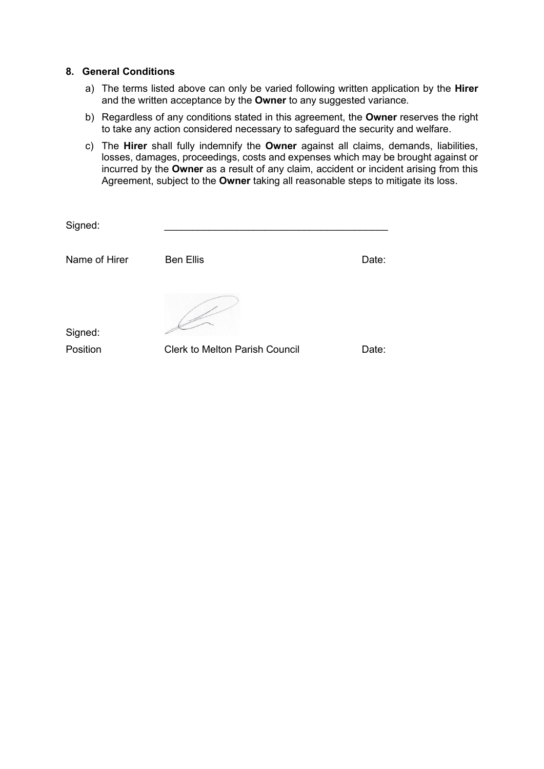## 8. General Conditions

a) The terms listed above can only be varied following written application by the **Hirer** and the written acceptance by the **Owner** to any suggested variance.

b) Regardless of any conditions stated in this agreement, the **Owner** reserves the right to take any action considered necessary to safeguard the security and welfare.

c) The **Hirer** shall fully indemnify the **Owner** against all claims, demands, liabilities, losses, damages, proceedings, costs and expenses which may be brought against or incurred by the **Owner** as a result of any claim, accident or incident arising from this Agreement, subject to the **Owner** taking all reasonable steps to mitigate its loss.

Signed: ________________________________________

Name of Hirer Ben Ellis Date:

Signed:

Position Clerk to Melton Parish Council Date: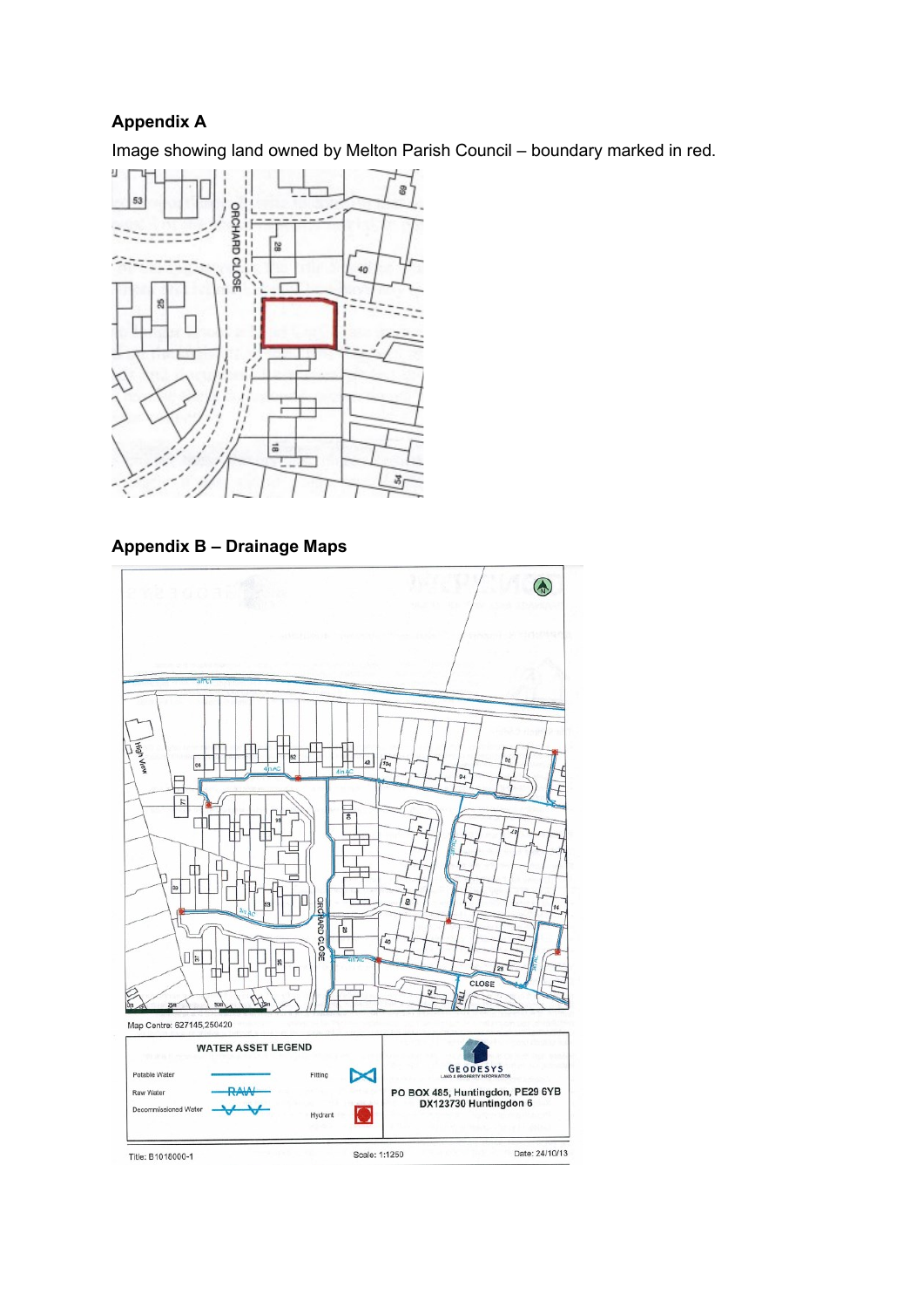**Appendix A**

Image showing land owned by Melton Parish Council – boundary marked in red.

**Appendix B – Drainage Maps**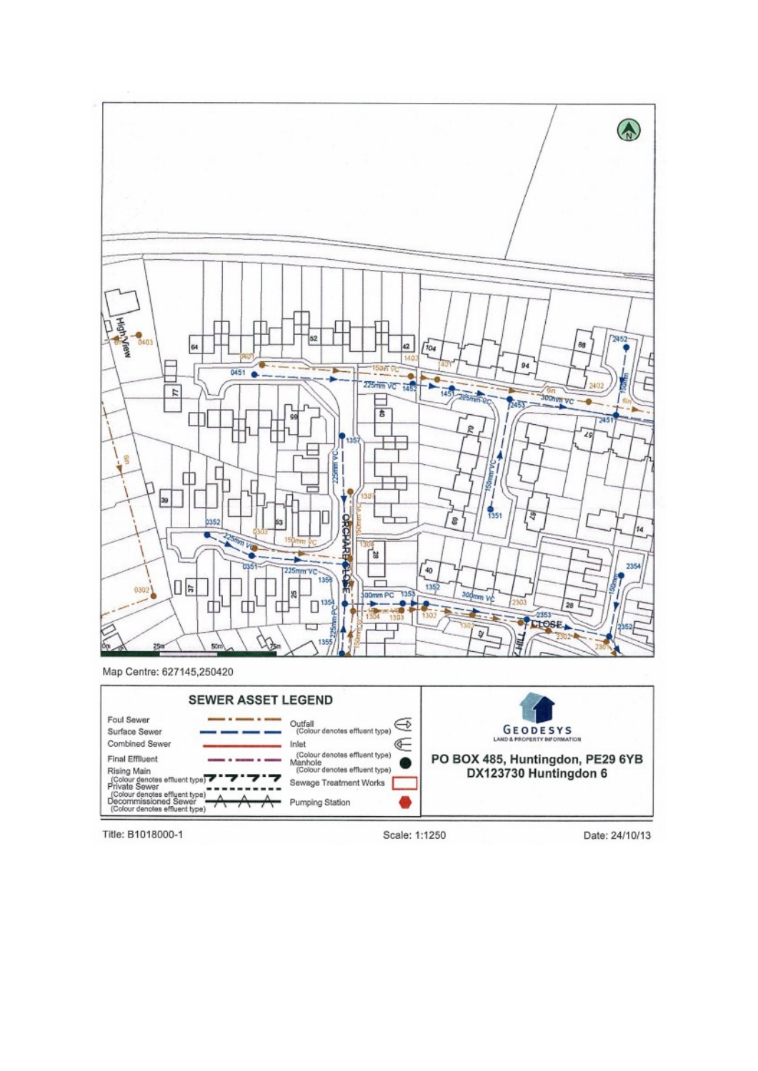Map Centre: 627145,250420

## SEWER ASSET LEGEND

Foul Sewer

Surface Sewer

Combined Sewer

Final Effluent

Rising Main (Colour denotes effluent type)

Private Sewer (Colour denotes effluent type)

Decommissioned Sewer (Colour denotes effluent type)

Outfall (Colour denotes effluent type)

Inlet (Colour denotes effluent type)

Manhole (Colour denotes effluent type)

Sewage Treatment Works

Pumping Station

GEODESYS
LAND & PROPERTY INFORMATION

PO BOX 485, Huntingdon, PE29 6YB
DX123730 Huntingdon 6

Title: B1018000-1

Scale: 1:1250

Date: 24/10/13